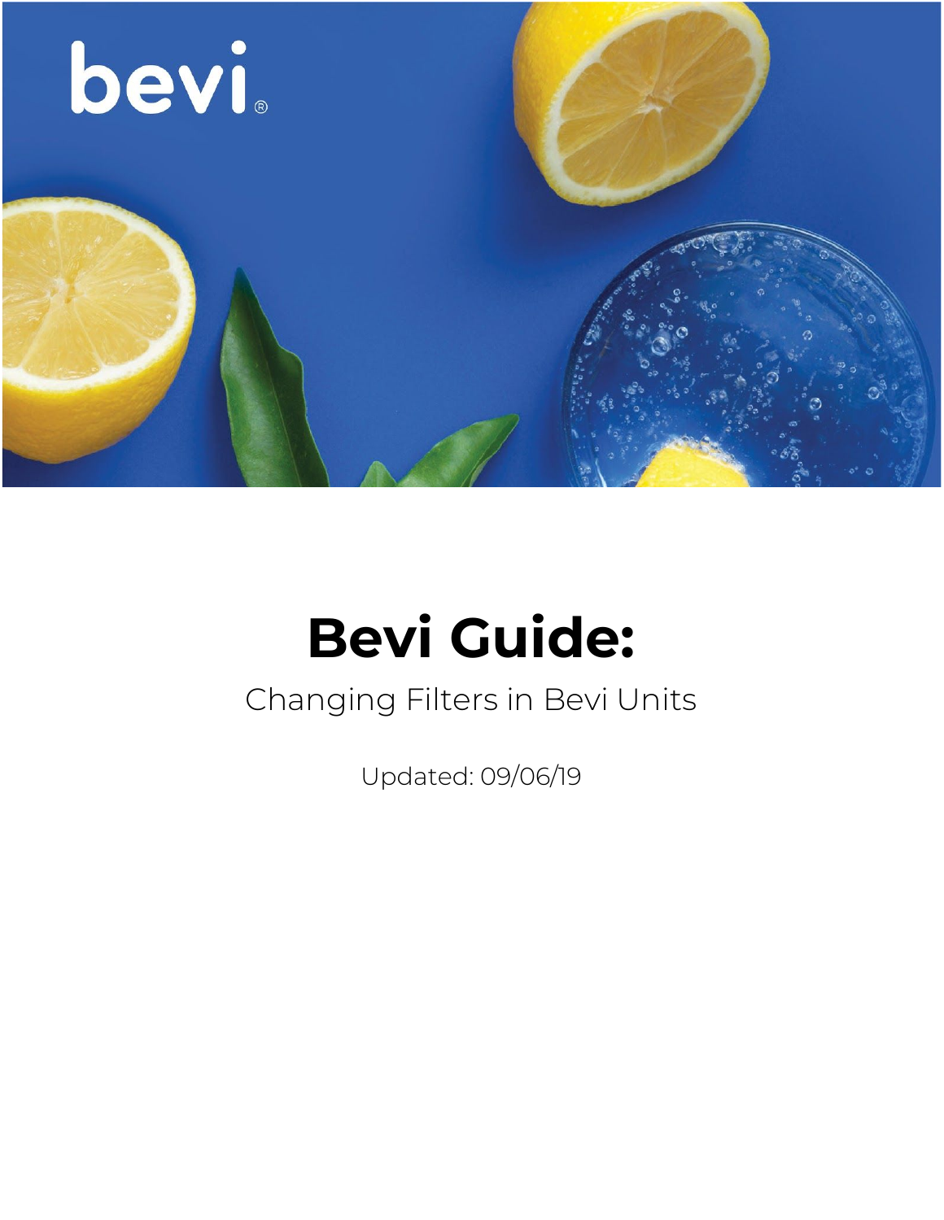bevi®

# Bevi Guide:

Changing Filters in Bevi Units

Updated: 09/06/19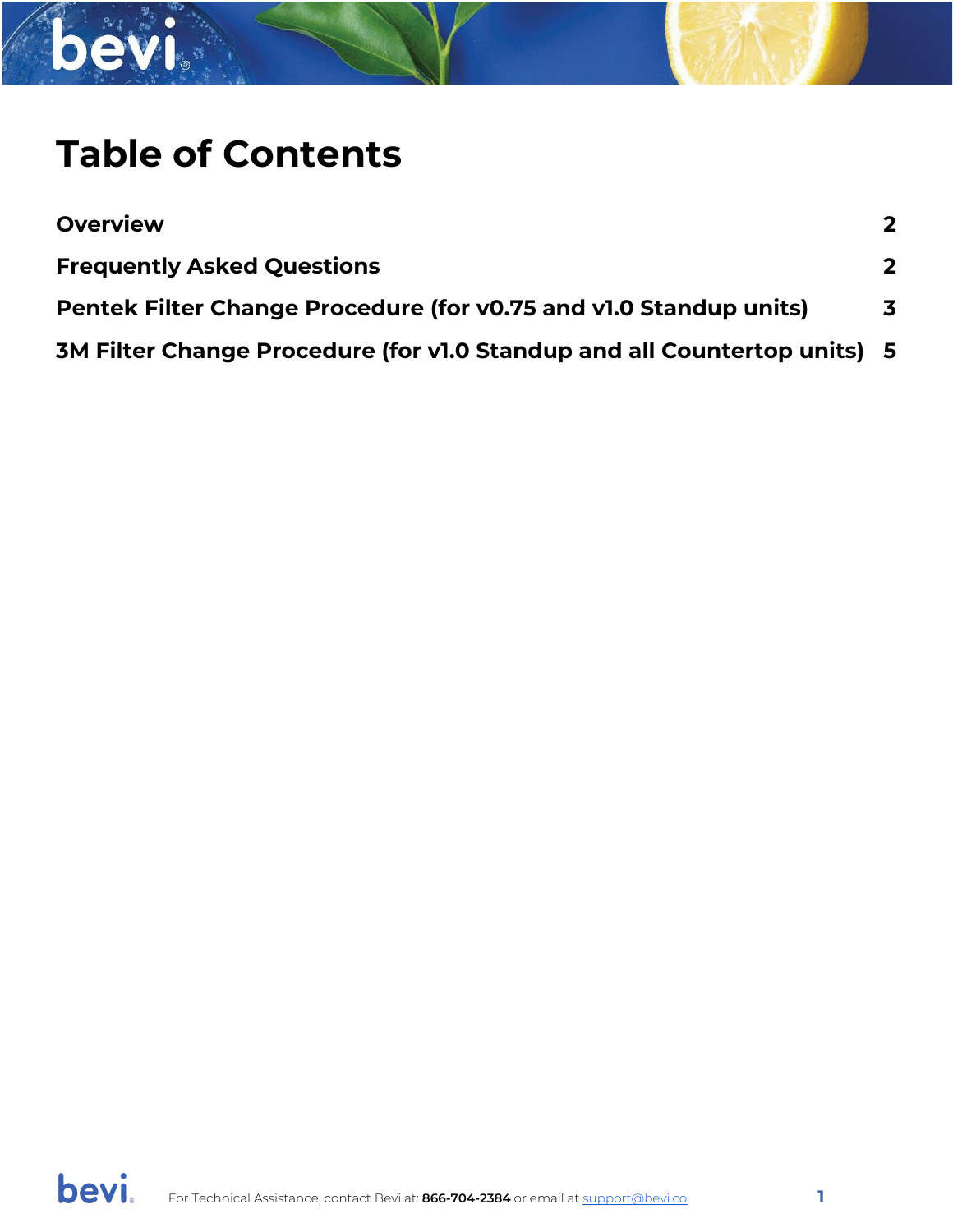# Table of Contents

| | |
|---|---|
| **Overview** | **2** |
| **Frequently Asked Questions** | **2** |
| **Pentek Filter Change Procedure (for v0.75 and v1.0 Standup units)** | **3** |
| **3M Filter Change Procedure (for v1.0 Standup and all Countertop units)** | **5** |

For Technical Assistance, contact Bevi at: **866-704-2384** or email at support@bevi.co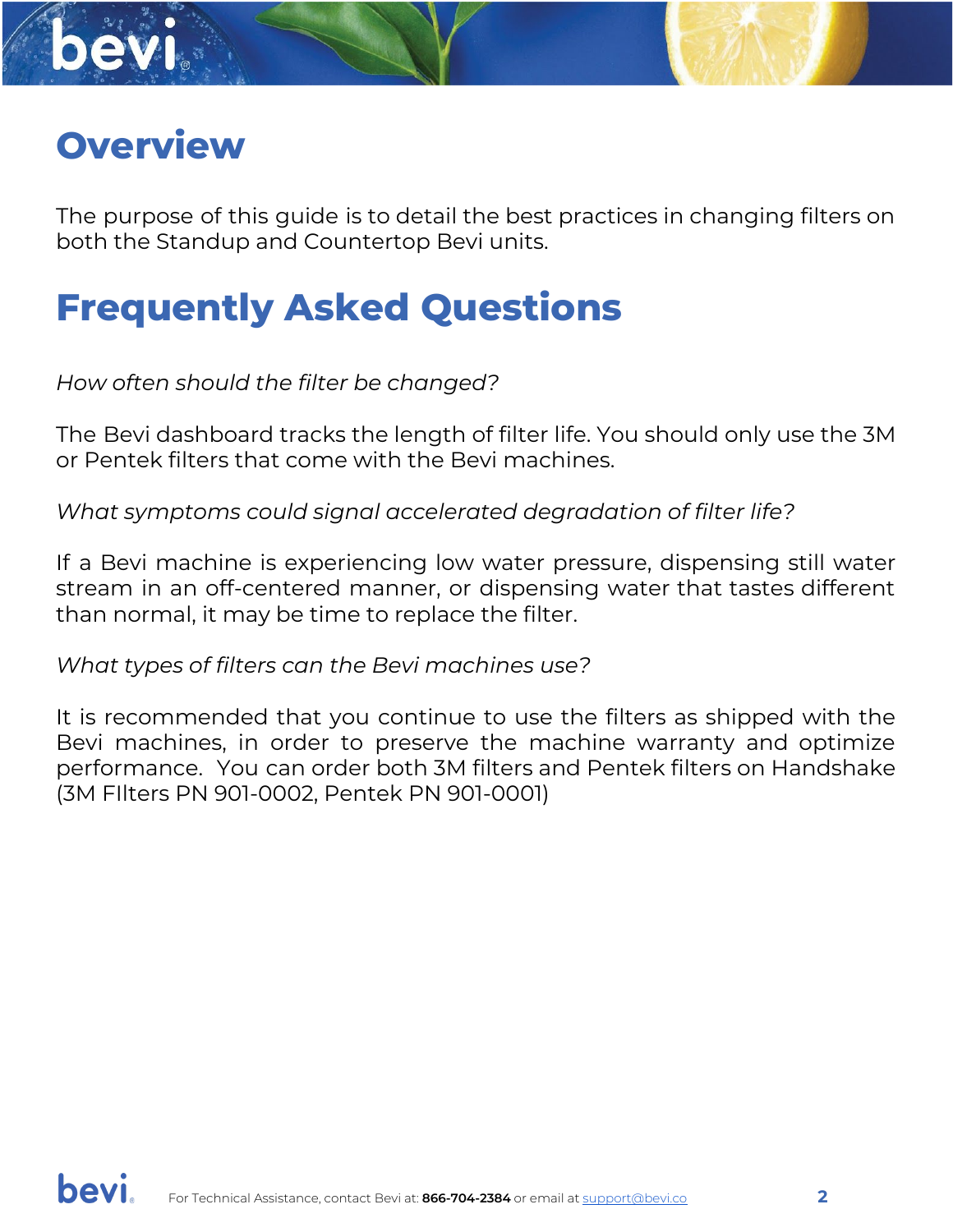# Overview

The purpose of this guide is to detail the best practices in changing filters on both the Standup and Countertop Bevi units.

# Frequently Asked Questions

*How often should the filter be changed?*

The Bevi dashboard tracks the length of filter life. You should only use the 3M or Pentek filters that come with the Bevi machines.

*What symptoms could signal accelerated degradation of filter life?*

If a Bevi machine is experiencing low water pressure, dispensing still water stream in an off-centered manner, or dispensing water that tastes different than normal, it may be time to replace the filter.

*What types of filters can the Bevi machines use?*

It is recommended that you continue to use the filters as shipped with the Bevi machines, in order to preserve the machine warranty and optimize performance. You can order both 3M filters and Pentek filters on Handshake (3M FIlters PN 901-0002, Pentek PN 901-0001)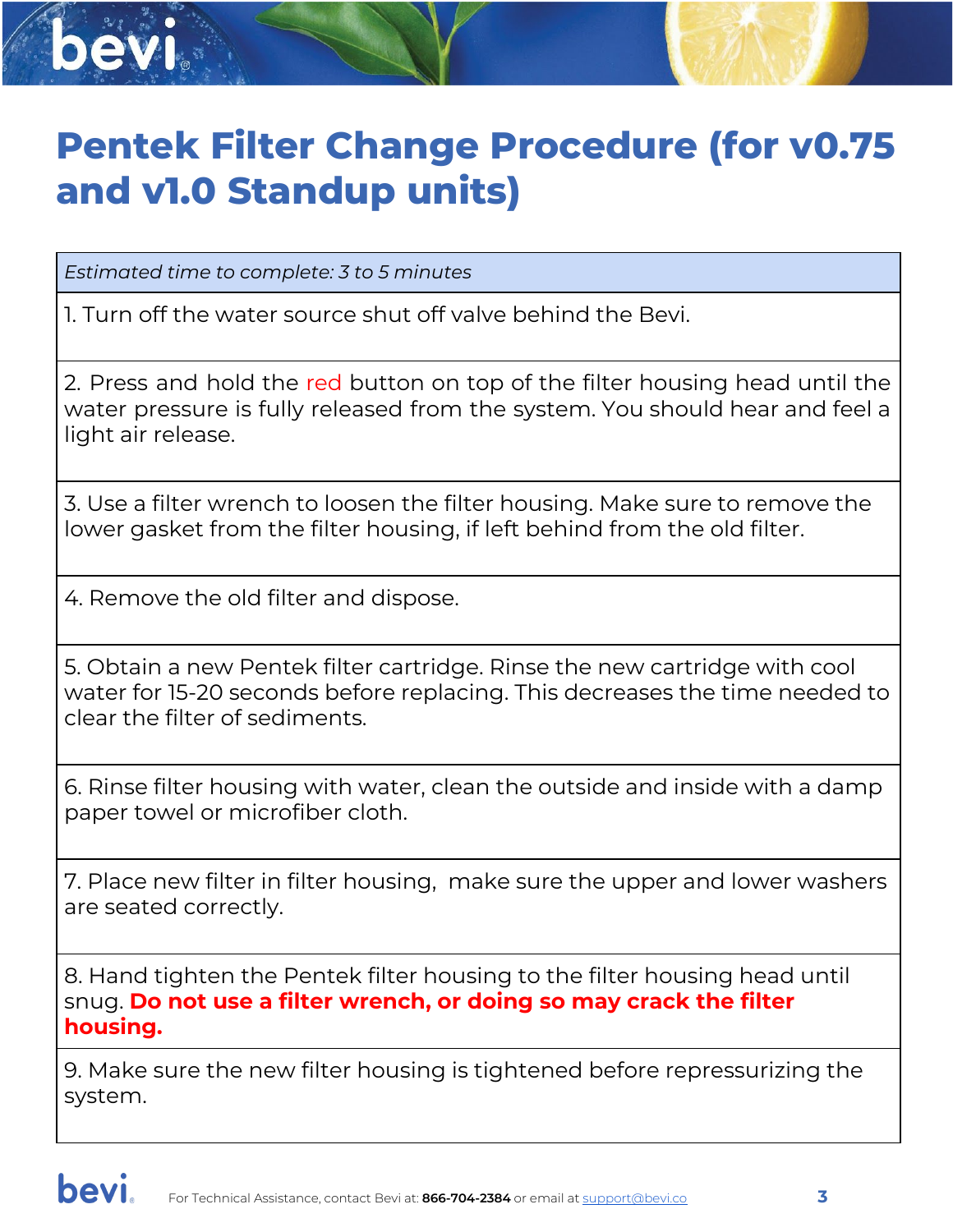# Pentek Filter Change Procedure (for v0.75 and v1.0 Standup units)

| *Estimated time to complete: 3 to 5 minutes* |
|---|
| 1. Turn off the water source shut off valve behind the Bevi. |
| 2. Press and hold the red button on top of the filter housing head until the water pressure is fully released from the system. You should hear and feel a light air release. |
| 3. Use a filter wrench to loosen the filter housing. Make sure to remove the lower gasket from the filter housing, if left behind from the old filter. |
| 4. Remove the old filter and dispose. |
| 5. Obtain a new Pentek filter cartridge. Rinse the new cartridge with cool water for 15-20 seconds before replacing. This decreases the time needed to clear the filter of sediments. |
| 6. Rinse filter housing with water, clean the outside and inside with a damp paper towel or microfiber cloth. |
| 7. Place new filter in filter housing, make sure the upper and lower washers are seated correctly. |
| 8. Hand tighten the Pentek filter housing to the filter housing head until snug. **Do not use a filter wrench, or doing so may crack the filter housing.** |
| 9. Make sure the new filter housing is tightened before repressurizing the system. |

For Technical Assistance, contact Bevi at: **866-704-2384** or email at support@bevi.co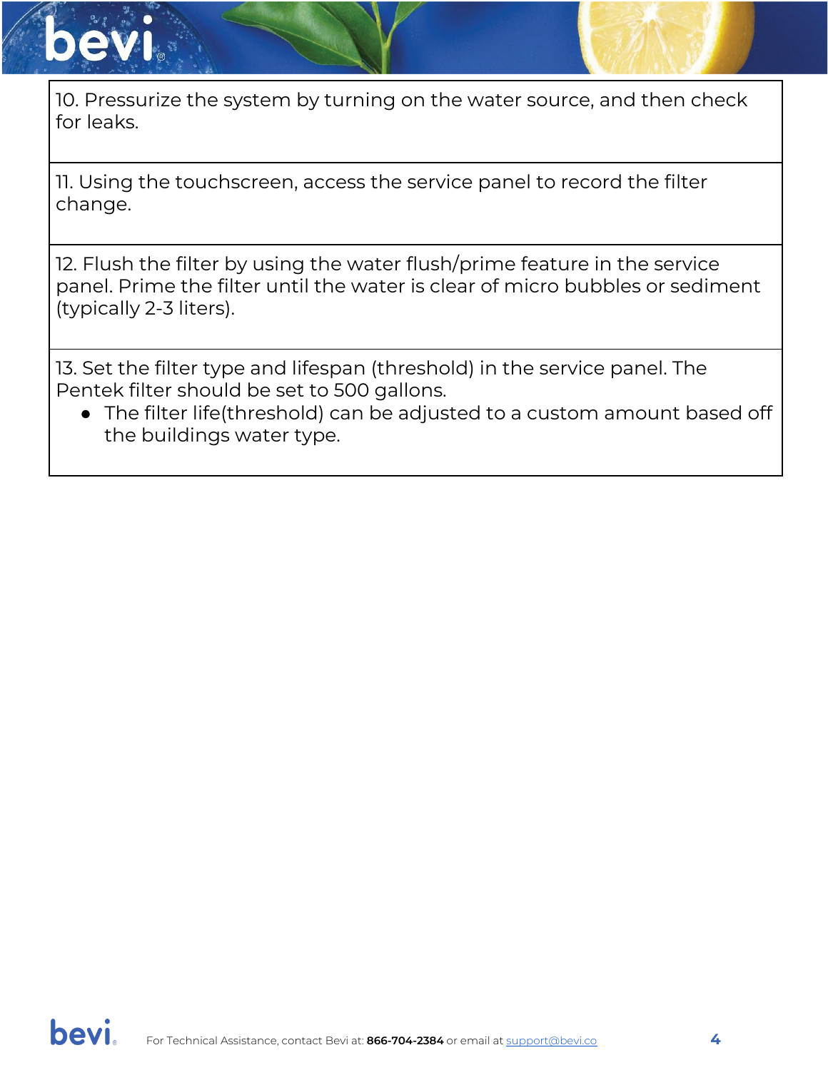10. Pressurize the system by turning on the water source, and then check for leaks.

11. Using the touchscreen, access the service panel to record the filter change.

12. Flush the filter by using the water flush/prime feature in the service panel. Prime the filter until the water is clear of micro bubbles or sediment (typically 2-3 liters).

13. Set the filter type and lifespan (threshold) in the service panel. The Pentek filter should be set to 500 gallons.

- The filter life(threshold) can be adjusted to a custom amount based off the buildings water type.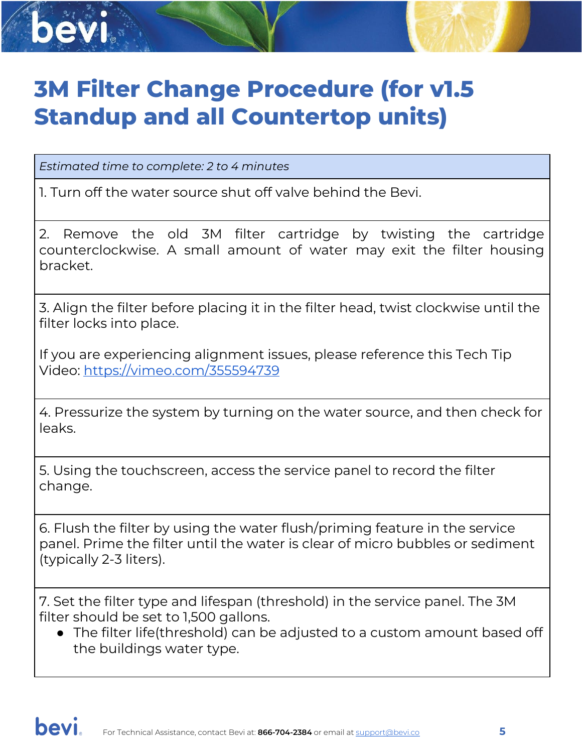# 3M Filter Change Procedure (for v1.5 Standup and all Countertop units)

| *Estimated time to complete: 2 to 4 minutes* |
|---|
| 1. Turn off the water source shut off valve behind the Bevi. |
| 2. Remove the old 3M filter cartridge by twisting the cartridge counterclockwise. A small amount of water may exit the filter housing bracket. |
| 3. Align the filter before placing it in the filter head, twist clockwise until the filter locks into place. <br><br> If you are experiencing alignment issues, please reference this Tech Tip Video: [https://vimeo.com/355594739](https://vimeo.com/355594739) |
| 4. Pressurize the system by turning on the water source, and then check for leaks. |
| 5. Using the touchscreen, access the service panel to record the filter change. |
| 6. Flush the filter by using the water flush/priming feature in the service panel. Prime the filter until the water is clear of micro bubbles or sediment (typically 2-3 liters). |
| 7. Set the filter type and lifespan (threshold) in the service panel. The 3M filter should be set to 1,500 gallons. <br> • The filter life(threshold) can be adjusted to a custom amount based off the buildings water type. |

For Technical Assistance, contact Bevi at: **866-704-2384** or email at [support@bevi.co](mailto:support@bevi.co)